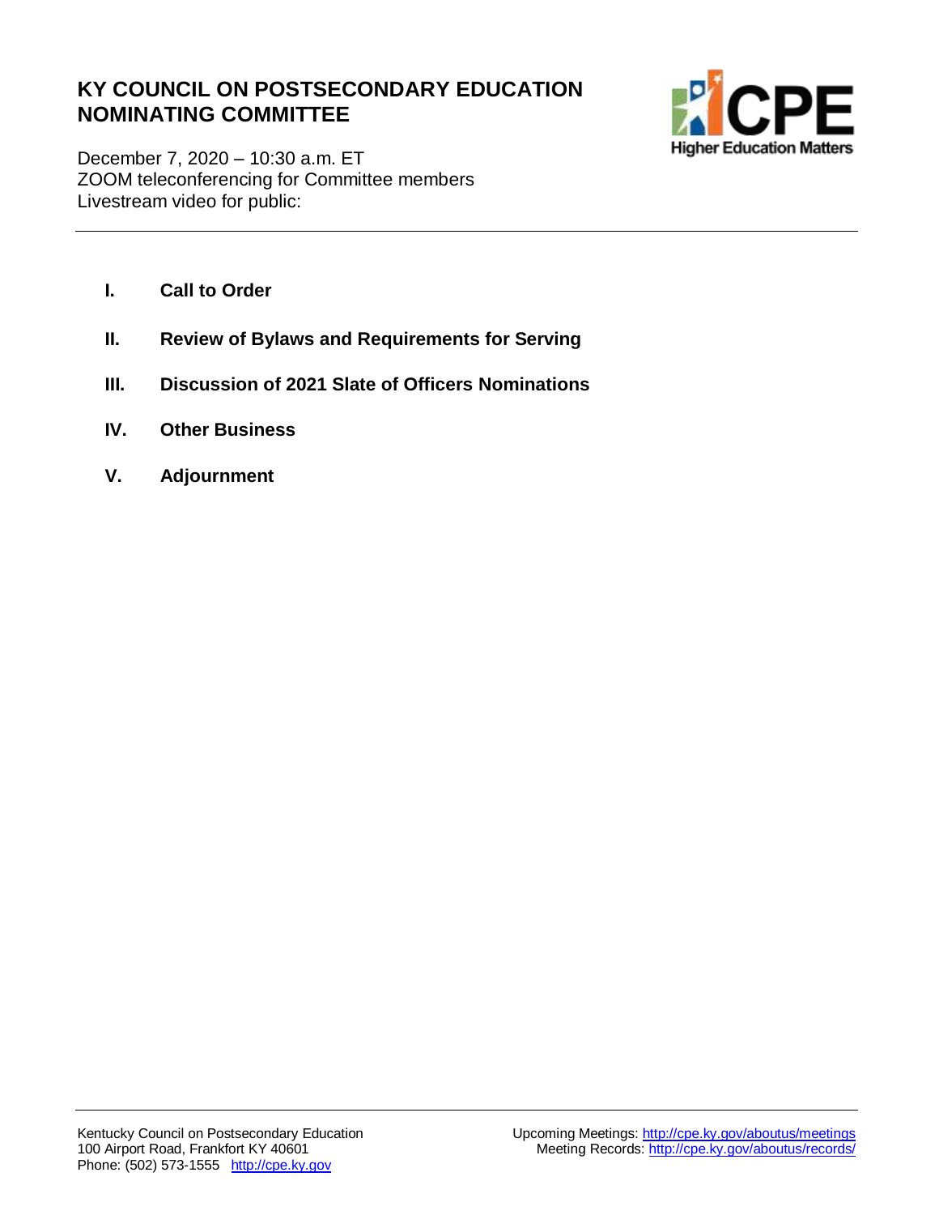# KY COUNCIL ON POSTSECONDARY EDUCATION NOMINATING COMMITTEE

December 7, 2020 – 10:30 a.m. ET
ZOOM teleconferencing for Committee members
Livestream video for public:

---

**I.** **Call to Order**

**II.** **Review of Bylaws and Requirements for Serving**

**III.** **Discussion of 2021 Slate of Officers Nominations**

**IV.** **Other Business**

**V.** **Adjournment**

---

Kentucky Council on Postsecondary Education
100 Airport Road, Frankfort KY 40601
Phone: (502) 573-1555 http://cpe.ky.gov

Upcoming Meetings: http://cpe.ky.gov/aboutus/meetings
Meeting Records: http://cpe.ky.gov/aboutus/records/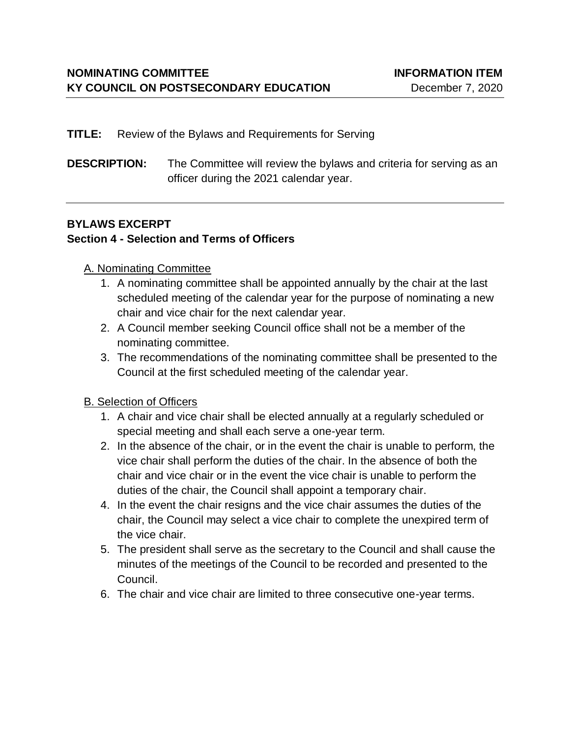**NOMINATING COMMITTEE** **INFORMATION ITEM**
**KY COUNCIL ON POSTSECONDARY EDUCATION** December 7, 2020

---

**TITLE:** Review of the Bylaws and Requirements for Serving

**DESCRIPTION:** The Committee will review the bylaws and criteria for serving as an officer during the 2021 calendar year.

---

## BYLAWS EXCERPT
### Section 4 - Selection and Terms of Officers

A. Nominating Committee

1. A nominating committee shall be appointed annually by the chair at the last scheduled meeting of the calendar year for the purpose of nominating a new chair and vice chair for the next calendar year.
2. A Council member seeking Council office shall not be a member of the nominating committee.
3. The recommendations of the nominating committee shall be presented to the Council at the first scheduled meeting of the calendar year.

B. Selection of Officers

1. A chair and vice chair shall be elected annually at a regularly scheduled or special meeting and shall each serve a one-year term.
2. In the absence of the chair, or in the event the chair is unable to perform, the vice chair shall perform the duties of the chair. In the absence of both the chair and vice chair or in the event the vice chair is unable to perform the duties of the chair, the Council shall appoint a temporary chair.
4. In the event the chair resigns and the vice chair assumes the duties of the chair, the Council may select a vice chair to complete the unexpired term of the vice chair.
5. The president shall serve as the secretary to the Council and shall cause the minutes of the meetings of the Council to be recorded and presented to the Council.
6. The chair and vice chair are limited to three consecutive one-year terms.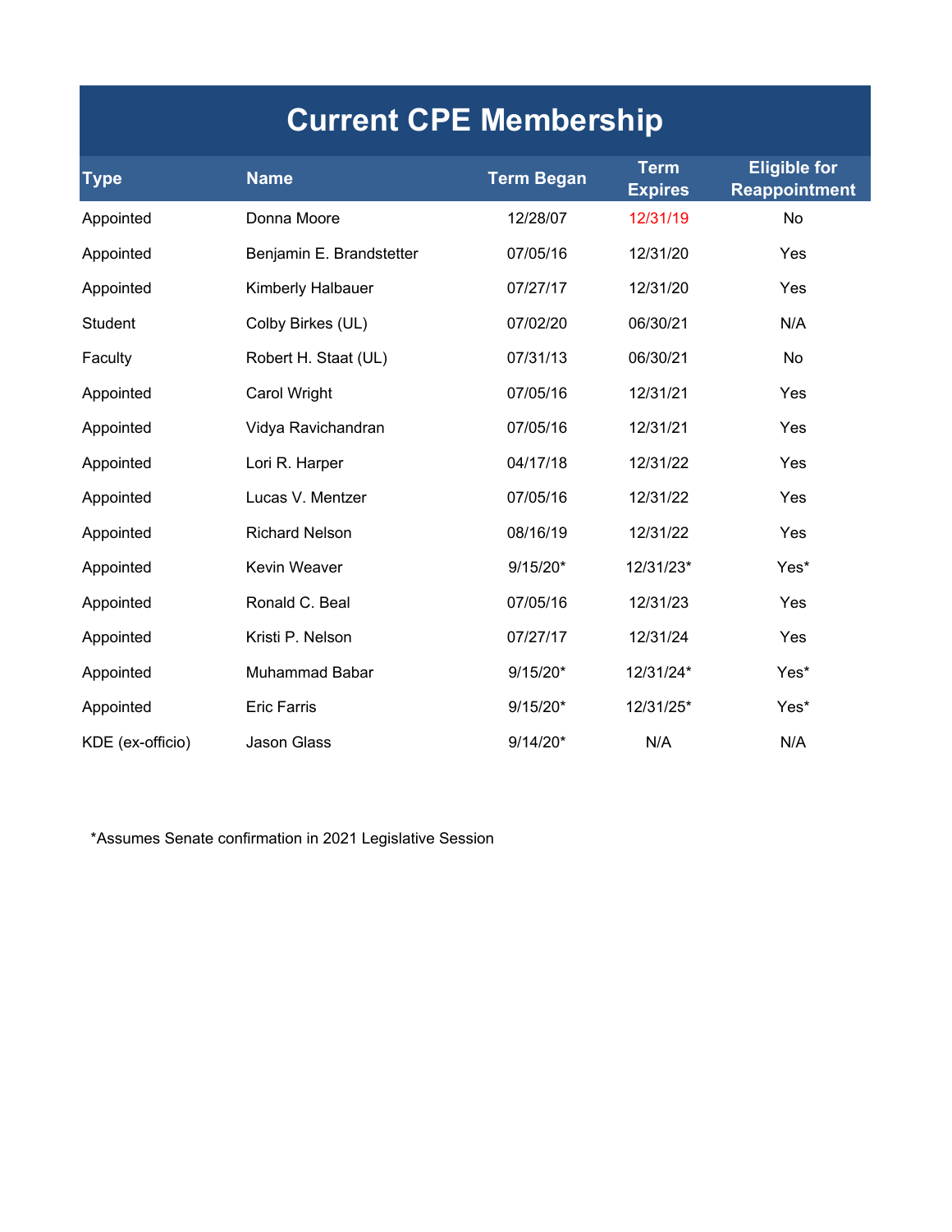# Current CPE Membership

| Type | Name | Term Began | Term Expires | Eligible for Reappointment |
|---|---|---|---|---|
| Appointed | Donna Moore | 12/28/07 | 12/31/19 | No |
| Appointed | Benjamin E. Brandstetter | 07/05/16 | 12/31/20 | Yes |
| Appointed | Kimberly Halbauer | 07/27/17 | 12/31/20 | Yes |
| Student | Colby Birkes (UL) | 07/02/20 | 06/30/21 | N/A |
| Faculty | Robert H. Staat (UL) | 07/31/13 | 06/30/21 | No |
| Appointed | Carol Wright | 07/05/16 | 12/31/21 | Yes |
| Appointed | Vidya Ravichandran | 07/05/16 | 12/31/21 | Yes |
| Appointed | Lori R. Harper | 04/17/18 | 12/31/22 | Yes |
| Appointed | Lucas V. Mentzer | 07/05/16 | 12/31/22 | Yes |
| Appointed | Richard Nelson | 08/16/19 | 12/31/22 | Yes |
| Appointed | Kevin Weaver | 9/15/20* | 12/31/23* | Yes* |
| Appointed | Ronald C. Beal | 07/05/16 | 12/31/23 | Yes |
| Appointed | Kristi P. Nelson | 07/27/17 | 12/31/24 | Yes |
| Appointed | Muhammad Babar | 9/15/20* | 12/31/24* | Yes* |
| Appointed | Eric Farris | 9/15/20* | 12/31/25* | Yes* |
| KDE (ex-officio) | Jason Glass | 9/14/20* | N/A | N/A |

*Assumes Senate confirmation in 2021 Legislative Session